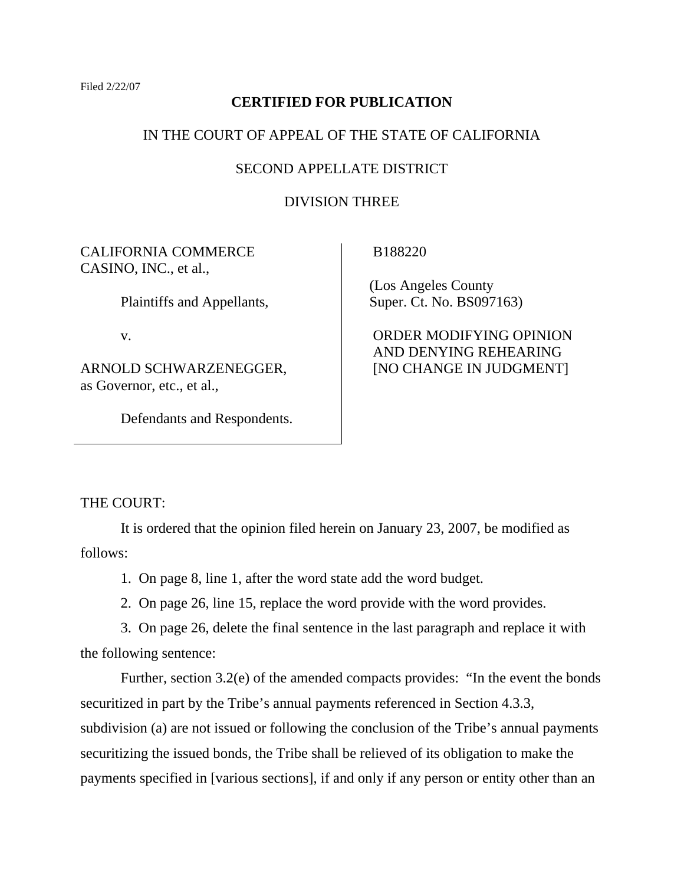Filed 2/22/07

**CERTIFIED FOR PUBLICATION**

IN THE COURT OF APPEAL OF THE STATE OF CALIFORNIA

SECOND APPELLATE DISTRICT

DIVISION THREE

| | |
|---|---|
| CALIFORNIA COMMERCE CASINO, INC., et al.,<br><br>Plaintiffs and Appellants,<br><br>v.<br><br>ARNOLD SCHWARZENEGGER, as Governor, etc., et al.,<br><br>Defendants and Respondents. | B188220<br><br>(Los Angeles County Super. Ct. No. BS097163)<br><br>ORDER MODIFYING OPINION AND DENYING REHEARING [NO CHANGE IN JUDGMENT] |

THE COURT:

It is ordered that the opinion filed herein on January 23, 2007, be modified as follows:

1. On page 8, line 1, after the word state add the word budget.

2. On page 26, line 15, replace the word provide with the word provides.

3. On page 26, delete the final sentence in the last paragraph and replace it with the following sentence:

Further, section 3.2(e) of the amended compacts provides: "In the event the bonds securitized in part by the Tribe's annual payments referenced in Section 4.3.3, subdivision (a) are not issued or following the conclusion of the Tribe's annual payments securitizing the issued bonds, the Tribe shall be relieved of its obligation to make the payments specified in [various sections], if and only if any person or entity other than an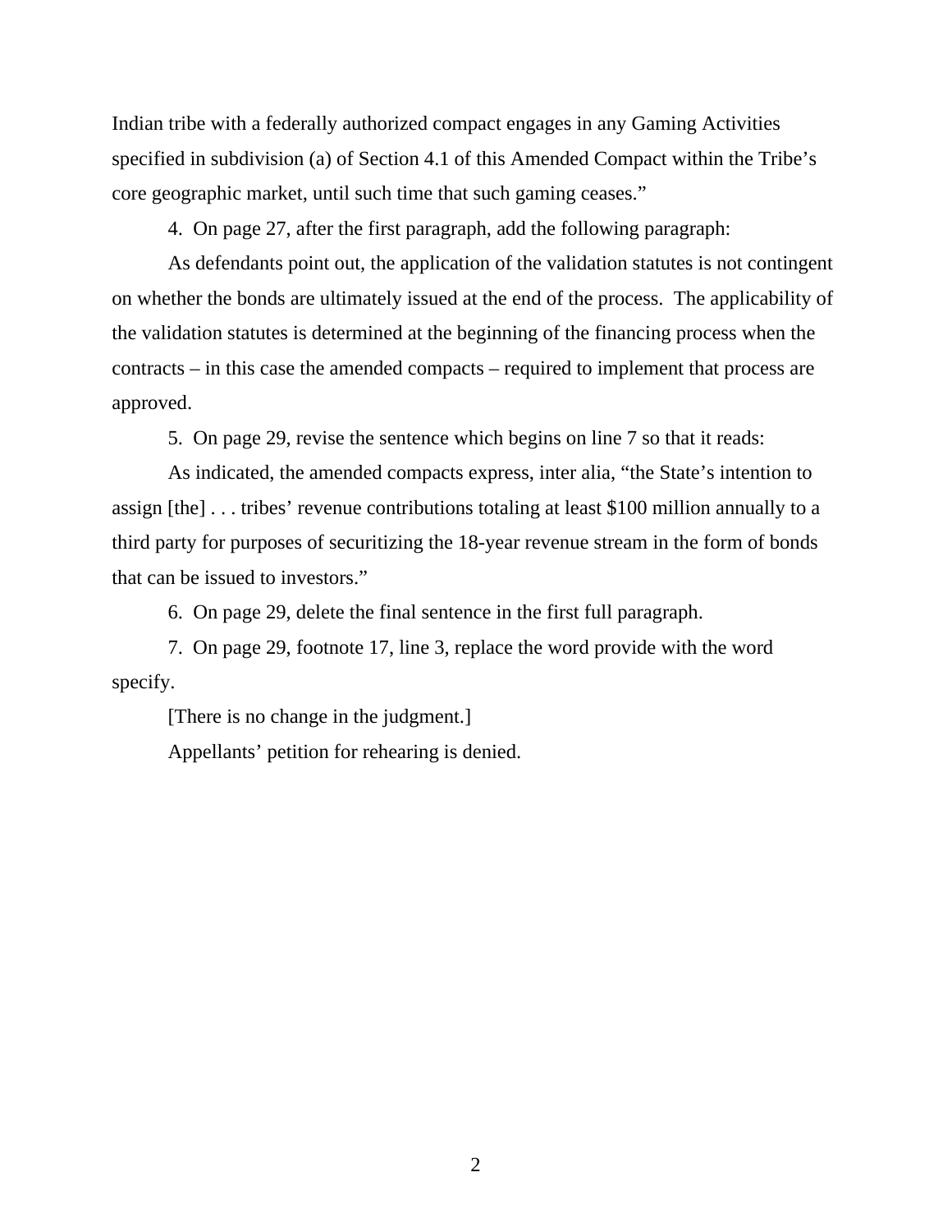Indian tribe with a federally authorized compact engages in any Gaming Activities specified in subdivision (a) of Section 4.1 of this Amended Compact within the Tribe's core geographic market, until such time that such gaming ceases."

4. On page 27, after the first paragraph, add the following paragraph:

As defendants point out, the application of the validation statutes is not contingent on whether the bonds are ultimately issued at the end of the process. The applicability of the validation statutes is determined at the beginning of the financing process when the contracts – in this case the amended compacts – required to implement that process are approved.

5. On page 29, revise the sentence which begins on line 7 so that it reads:

As indicated, the amended compacts express, inter alia, "the State's intention to assign [the] . . . tribes' revenue contributions totaling at least $100 million annually to a third party for purposes of securitizing the 18-year revenue stream in the form of bonds that can be issued to investors."

6. On page 29, delete the final sentence in the first full paragraph.

7. On page 29, footnote 17, line 3, replace the word provide with the word specify.

[There is no change in the judgment.]

Appellants' petition for rehearing is denied.